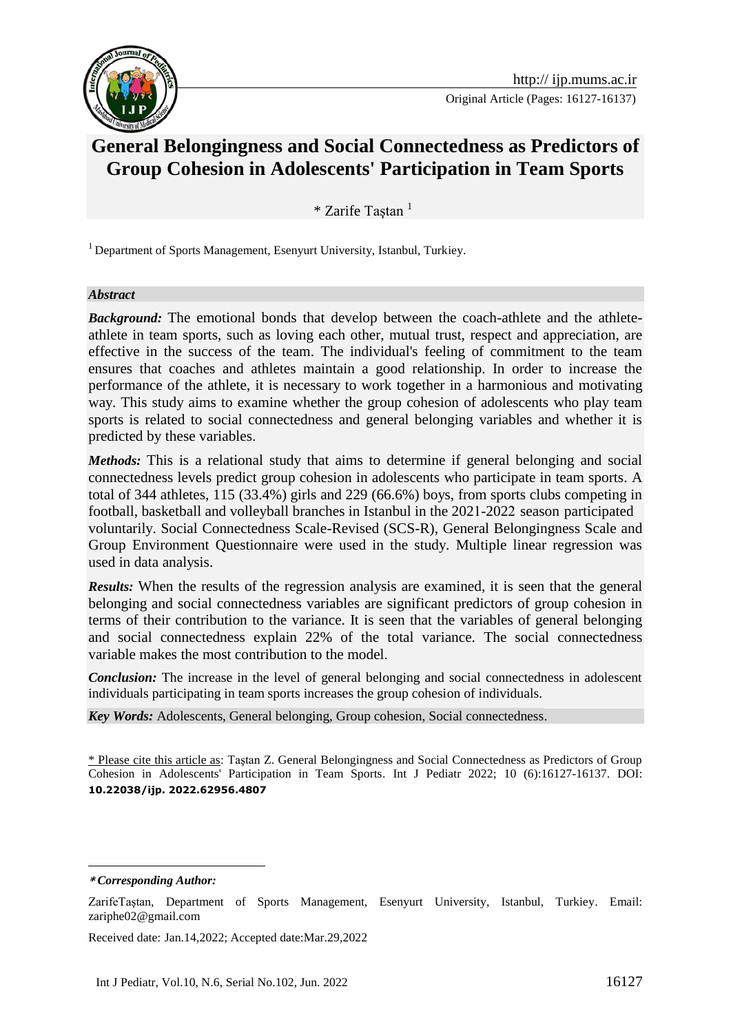Original Article (Pages: 16127-16137)

# General Belongingness and Social Connectedness as Predictors of Group Cohesion in Adolescents' Participation in Team Sports

\* Zarife Taştan [1]

[1] Department of Sports Management, Esenyurt University, Istanbul, Turkiey.

***Abstract***

***Background:*** The emotional bonds that develop between the coach-athlete and the athlete-athlete in team sports, such as loving each other, mutual trust, respect and appreciation, are effective in the success of the team. The individual's feeling of commitment to the team ensures that coaches and athletes maintain a good relationship. In order to increase the performance of the athlete, it is necessary to work together in a harmonious and motivating way. This study aims to examine whether the group cohesion of adolescents who play team sports is related to social connectedness and general belonging variables and whether it is predicted by these variables.

***Methods:*** This is a relational study that aims to determine if general belonging and social connectedness levels predict group cohesion in adolescents who participate in team sports. A total of 344 athletes, 115 (33.4%) girls and 229 (66.6%) boys, from sports clubs competing in football, basketball and volleyball branches in Istanbul in the 2021-2022 season participated voluntarily. Social Connectedness Scale-Revised (SCS-R), General Belongingness Scale and Group Environment Questionnaire were used in the study. Multiple linear regression was used in data analysis.

***Results:*** When the results of the regression analysis are examined, it is seen that the general belonging and social connectedness variables are significant predictors of group cohesion in terms of their contribution to the variance. It is seen that the variables of general belonging and social connectedness explain 22% of the total variance. The social connectedness variable makes the most contribution to the model.

***Conclusion:*** The increase in the level of general belonging and social connectedness in adolescent individuals participating in team sports increases the group cohesion of individuals.

***Key Words:*** Adolescents, General belonging, Group cohesion, Social connectedness.

\* Please cite this article as: Taştan Z. General Belongingness and Social Connectedness as Predictors of Group Cohesion in Adolescents' Participation in Team Sports. Int J Pediatr 2022; 10 (6):16127-16137. DOI: **10.22038/ijp. 2022.62956.4807**

---

***\*Corresponding Author:***

ZarifeTaştan, Department of Sports Management, Esenyurt University, Istanbul, Turkiey. Email: zariphe02@gmail.com

Received date: Jan.14,2022; Accepted date:Mar.29,2022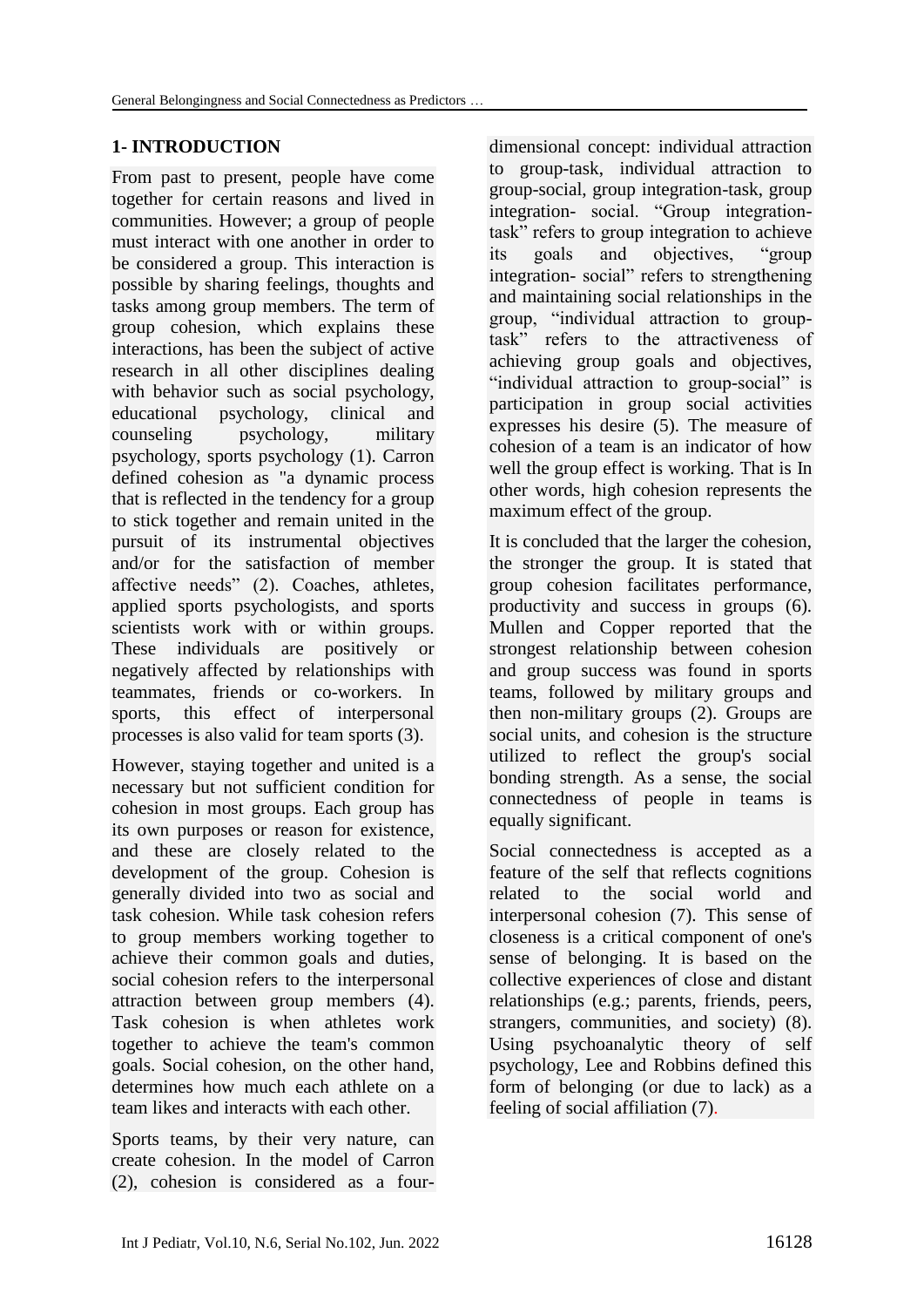## 1- INTRODUCTION

From past to present, people have come together for certain reasons and lived in communities. However; a group of people must interact with one another in order to be considered a group. This interaction is possible by sharing feelings, thoughts and tasks among group members. The term of group cohesion, which explains these interactions, has been the subject of active research in all other disciplines dealing with behavior such as social psychology, educational psychology, clinical and counseling psychology, military psychology, sports psychology (1). Carron defined cohesion as "a dynamic process that is reflected in the tendency for a group to stick together and remain united in the pursuit of its instrumental objectives and/or for the satisfaction of member affective needs" (2). Coaches, athletes, applied sports psychologists, and sports scientists work with or within groups. These individuals are positively or negatively affected by relationships with teammates, friends or co-workers. In sports, this effect of interpersonal processes is also valid for team sports (3).

However, staying together and united is a necessary but not sufficient condition for cohesion in most groups. Each group has its own purposes or reason for existence, and these are closely related to the development of the group. Cohesion is generally divided into two as social and task cohesion. While task cohesion refers to group members working together to achieve their common goals and duties, social cohesion refers to the interpersonal attraction between group members (4). Task cohesion is when athletes work together to achieve the team's common goals. Social cohesion, on the other hand, determines how much each athlete on a team likes and interacts with each other.

Sports teams, by their very nature, can create cohesion. In the model of Carron (2), cohesion is considered as a four-dimensional concept: individual attraction to group-task, individual attraction to group-social, group integration-task, group integration- social. "Group integration-task" refers to group integration to achieve its goals and objectives, "group integration- social" refers to strengthening and maintaining social relationships in the group, "individual attraction to group-task" refers to the attractiveness of achieving group goals and objectives, "individual attraction to group-social" is participation in group social activities expresses his desire (5). The measure of cohesion of a team is an indicator of how well the group effect is working. That is In other words, high cohesion represents the maximum effect of the group.

It is concluded that the larger the cohesion, the stronger the group. It is stated that group cohesion facilitates performance, productivity and success in groups (6). Mullen and Copper reported that the strongest relationship between cohesion and group success was found in sports teams, followed by military groups and then non-military groups (2). Groups are social units, and cohesion is the structure utilized to reflect the group's social bonding strength. As a sense, the social connectedness of people in teams is equally significant.

Social connectedness is accepted as a feature of the self that reflects cognitions related to the social world and interpersonal cohesion (7). This sense of closeness is a critical component of one's sense of belonging. It is based on the collective experiences of close and distant relationships (e.g.; parents, friends, peers, strangers, communities, and society) (8). Using psychoanalytic theory of self psychology, Lee and Robbins defined this form of belonging (or due to lack) as a feeling of social affiliation (7).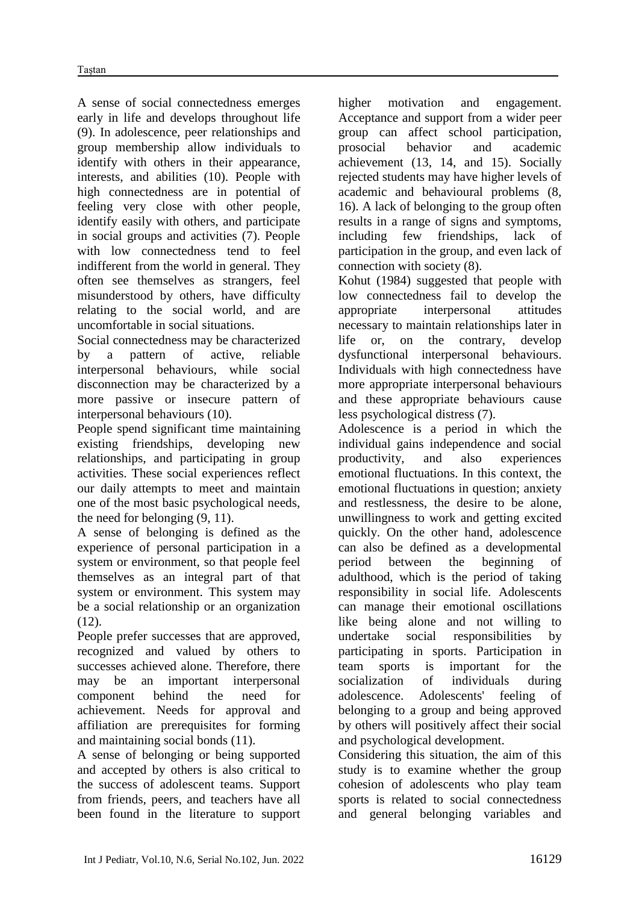A sense of social connectedness emerges early in life and develops throughout life (9). In adolescence, peer relationships and group membership allow individuals to identify with others in their appearance, interests, and abilities (10). People with high connectedness are in potential of feeling very close with other people, identify easily with others, and participate in social groups and activities (7). People with low connectedness tend to feel indifferent from the world in general. They often see themselves as strangers, feel misunderstood by others, have difficulty relating to the social world, and are uncomfortable in social situations.

Social connectedness may be characterized by a pattern of active, reliable interpersonal behaviours, while social disconnection may be characterized by a more passive or insecure pattern of interpersonal behaviours (10).

People spend significant time maintaining existing friendships, developing new relationships, and participating in group activities. These social experiences reflect our daily attempts to meet and maintain one of the most basic psychological needs, the need for belonging (9, 11).

A sense of belonging is defined as the experience of personal participation in a system or environment, so that people feel themselves as an integral part of that system or environment. This system may be a social relationship or an organization (12).

People prefer successes that are approved, recognized and valued by others to successes achieved alone. Therefore, there may be an important interpersonal component behind the need for achievement. Needs for approval and affiliation are prerequisites for forming and maintaining social bonds (11).

A sense of belonging or being supported and accepted by others is also critical to the success of adolescent teams. Support from friends, peers, and teachers have all been found in the literature to support higher motivation and engagement. Acceptance and support from a wider peer group can affect school participation, prosocial behavior and academic achievement (13, 14, and 15). Socially rejected students may have higher levels of academic and behavioural problems (8, 16). A lack of belonging to the group often results in a range of signs and symptoms, including few friendships, lack of participation in the group, and even lack of connection with society (8).

Kohut (1984) suggested that people with low connectedness fail to develop the appropriate interpersonal attitudes necessary to maintain relationships later in life or, on the contrary, develop dysfunctional interpersonal behaviours. Individuals with high connectedness have more appropriate interpersonal behaviours and these appropriate behaviours cause less psychological distress (7).

Adolescence is a period in which the individual gains independence and social productivity, and also experiences emotional fluctuations. In this context, the emotional fluctuations in question; anxiety and restlessness, the desire to be alone, unwillingness to work and getting excited quickly. On the other hand, adolescence can also be defined as a developmental period between the beginning of adulthood, which is the period of taking responsibility in social life. Adolescents can manage their emotional oscillations like being alone and not willing to undertake social responsibilities by participating in sports. Participation in team sports is important for the socialization of individuals during adolescence. Adolescents' feeling of belonging to a group and being approved by others will positively affect their social and psychological development.

Considering this situation, the aim of this study is to examine whether the group cohesion of adolescents who play team sports is related to social connectedness and general belonging variables and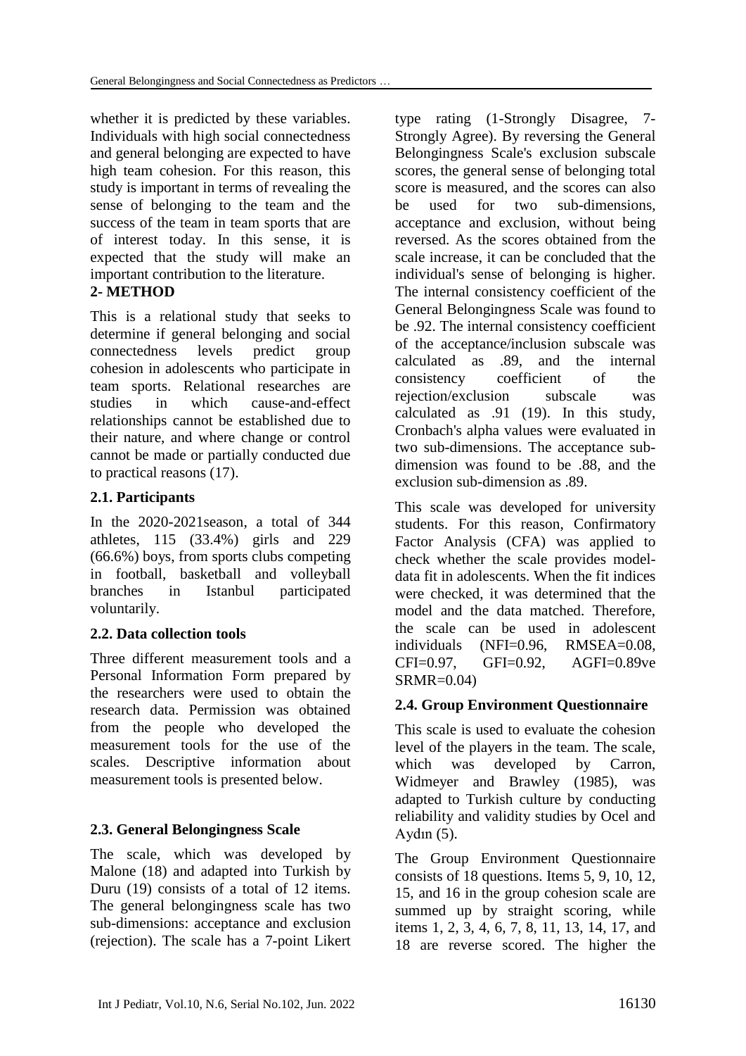whether it is predicted by these variables. Individuals with high social connectedness and general belonging are expected to have high team cohesion. For this reason, this study is important in terms of revealing the sense of belonging to the team and the success of the team in team sports that are of interest today. In this sense, it is expected that the study will make an important contribution to the literature.

## 2- METHOD

This is a relational study that seeks to determine if general belonging and social connectedness levels predict group cohesion in adolescents who participate in team sports. Relational researches are studies in which cause-and-effect relationships cannot be established due to their nature, and where change or control cannot be made or partially conducted due to practical reasons (17).

### 2.1. Participants

In the 2020-2021season, a total of 344 athletes, 115 (33.4%) girls and 229 (66.6%) boys, from sports clubs competing in football, basketball and volleyball branches in Istanbul participated voluntarily.

### 2.2. Data collection tools

Three different measurement tools and a Personal Information Form prepared by the researchers were used to obtain the research data. Permission was obtained from the people who developed the measurement tools for the use of the scales. Descriptive information about measurement tools is presented below.

### 2.3. General Belongingness Scale

The scale, which was developed by Malone (18) and adapted into Turkish by Duru (19) consists of a total of 12 items. The general belongingness scale has two sub-dimensions: acceptance and exclusion (rejection). The scale has a 7-point Likert type rating (1-Strongly Disagree, 7-Strongly Agree). By reversing the General Belongingness Scale's exclusion subscale scores, the general sense of belonging total score is measured, and the scores can also be used for two sub-dimensions, acceptance and exclusion, without being reversed. As the scores obtained from the scale increase, it can be concluded that the individual's sense of belonging is higher. The internal consistency coefficient of the General Belongingness Scale was found to be .92. The internal consistency coefficient of the acceptance/inclusion subscale was calculated as .89, and the internal consistency coefficient of the rejection/exclusion subscale was calculated as .91 (19). In this study, Cronbach's alpha values were evaluated in two sub-dimensions. The acceptance sub-dimension was found to be .88, and the exclusion sub-dimension as .89.

This scale was developed for university students. For this reason, Confirmatory Factor Analysis (CFA) was applied to check whether the scale provides model-data fit in adolescents. When the fit indices were checked, it was determined that the model and the data matched. Therefore, the scale can be used in adolescent individuals (NFI=0.96, RMSEA=0.08, CFI=0.97, GFI=0.92, AGFI=0.89ve SRMR=0.04)

### 2.4. Group Environment Questionnaire

This scale is used to evaluate the cohesion level of the players in the team. The scale, which was developed by Carron, Widmeyer and Brawley (1985), was adapted to Turkish culture by conducting reliability and validity studies by Ocel and Aydın (5).

The Group Environment Questionnaire consists of 18 questions. Items 5, 9, 10, 12, 15, and 16 in the group cohesion scale are summed up by straight scoring, while items 1, 2, 3, 4, 6, 7, 8, 11, 13, 14, 17, and 18 are reverse scored. The higher the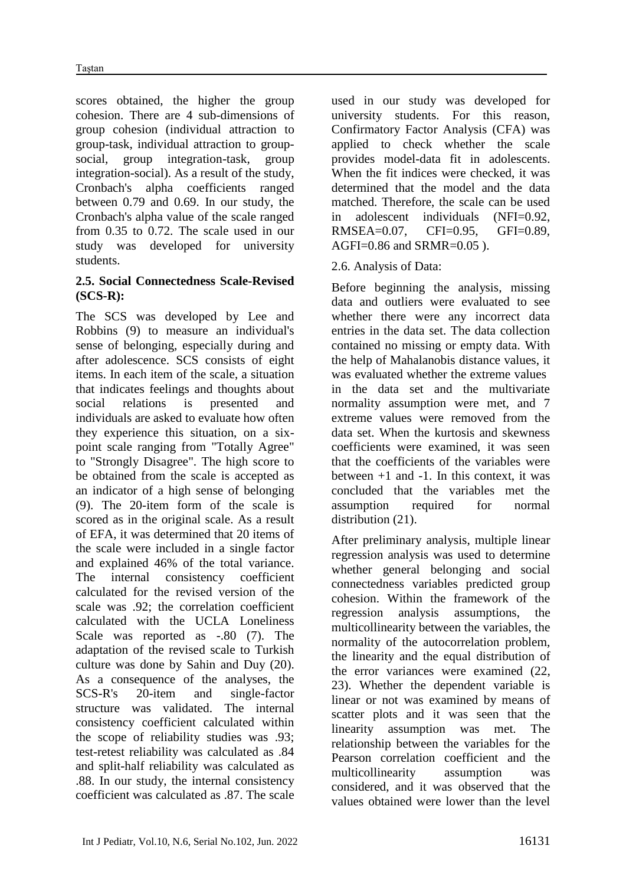scores obtained, the higher the group cohesion. There are 4 sub-dimensions of group cohesion (individual attraction to group-task, individual attraction to group-social, group integration-task, group integration-social). As a result of the study, Cronbach's alpha coefficients ranged between 0.79 and 0.69. In our study, the Cronbach's alpha value of the scale ranged from 0.35 to 0.72. The scale used in our study was developed for university students.

**2.5. Social Connectedness Scale-Revised (SCS-R):**

The SCS was developed by Lee and Robbins (9) to measure an individual's sense of belonging, especially during and after adolescence. SCS consists of eight items. In each item of the scale, a situation that indicates feelings and thoughts about social relations is presented and individuals are asked to evaluate how often they experience this situation, on a six-point scale ranging from "Totally Agree" to "Strongly Disagree". The high score to be obtained from the scale is accepted as an indicator of a high sense of belonging (9). The 20-item form of the scale is scored as in the original scale. As a result of EFA, it was determined that 20 items of the scale were included in a single factor and explained 46% of the total variance. The internal consistency coefficient calculated for the revised version of the scale was .92; the correlation coefficient calculated with the UCLA Loneliness Scale was reported as -.80 (7). The adaptation of the revised scale to Turkish culture was done by Sahin and Duy (20). As a consequence of the analyses, the SCS-R's 20-item and single-factor structure was validated. The internal consistency coefficient calculated within the scope of reliability studies was .93; test-retest reliability was calculated as .84 and split-half reliability was calculated as .88. In our study, the internal consistency coefficient was calculated as .87. The scale used in our study was developed for university students. For this reason, Confirmatory Factor Analysis (CFA) was applied to check whether the scale provides model-data fit in adolescents. When the fit indices were checked, it was determined that the model and the data matched. Therefore, the scale can be used in adolescent individuals (NFI=0.92, RMSEA=0.07, CFI=0.95, GFI=0.89, AGFI=0.86 and SRMR=0.05 ).

2.6. Analysis of Data:

Before beginning the analysis, missing data and outliers were evaluated to see whether there were any incorrect data entries in the data set. The data collection contained no missing or empty data. With the help of Mahalanobis distance values, it was evaluated whether the extreme values in the data set and the multivariate normality assumption were met, and 7 extreme values were removed from the data set. When the kurtosis and skewness coefficients were examined, it was seen that the coefficients of the variables were between +1 and -1. In this context, it was concluded that the variables met the assumption required for normal distribution (21).

After preliminary analysis, multiple linear regression analysis was used to determine whether general belonging and social connectedness variables predicted group cohesion. Within the framework of the regression analysis assumptions, the multicollinearity between the variables, the normality of the autocorrelation problem, the linearity and the equal distribution of the error variances were examined (22, 23). Whether the dependent variable is linear or not was examined by means of scatter plots and it was seen that the linearity assumption was met. The relationship between the variables for the Pearson correlation coefficient and the multicollinearity assumption was considered, and it was observed that the values obtained were lower than the level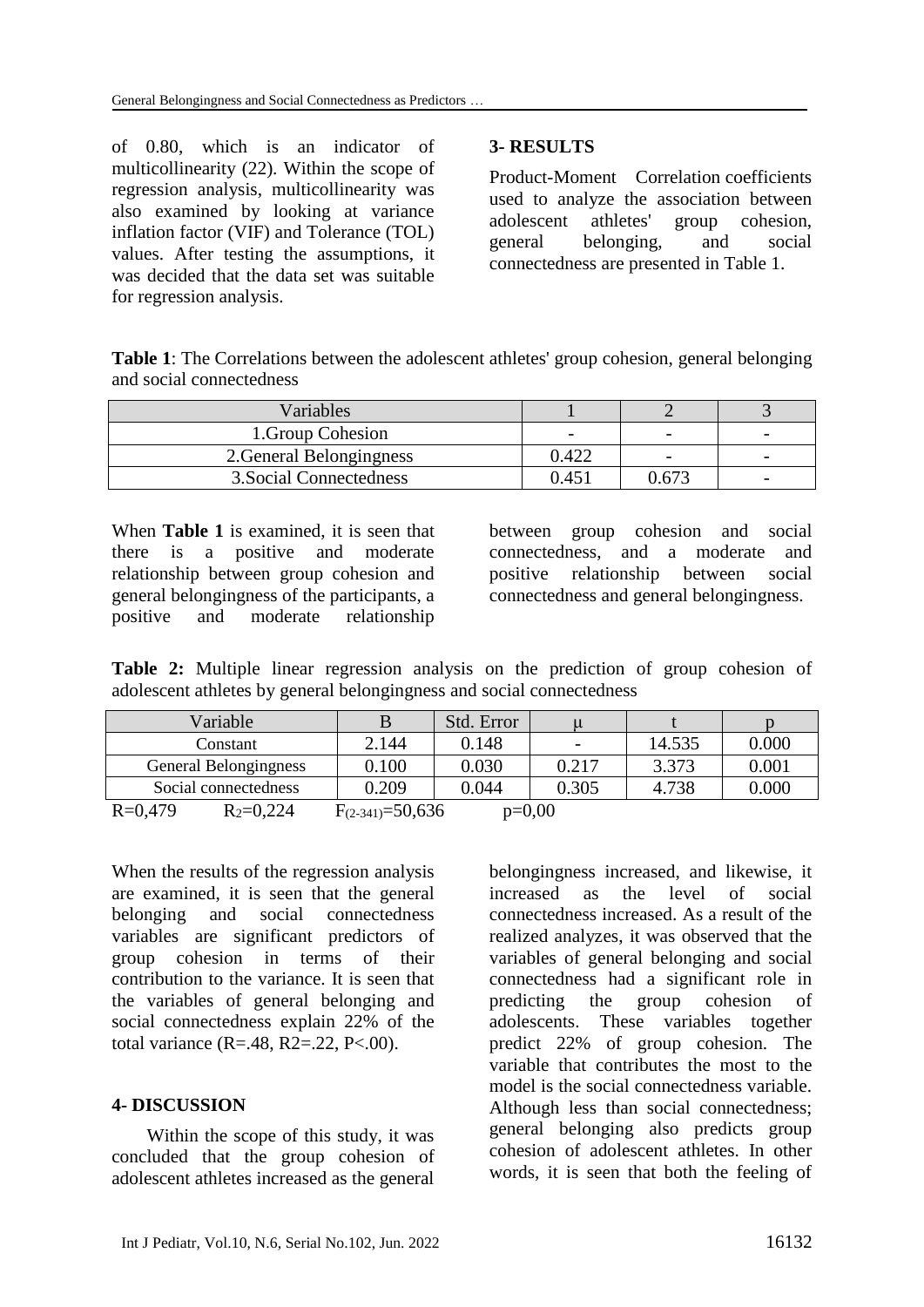of 0.80, which is an indicator of multicollinearity (22). Within the scope of regression analysis, multicollinearity was also examined by looking at variance inflation factor (VIF) and Tolerance (TOL) values. After testing the assumptions, it was decided that the data set was suitable for regression analysis.

## 3- RESULTS

Product-Moment Correlation coefficients used to analyze the association between adolescent athletes' group cohesion, general belonging, and social connectedness are presented in Table 1.

**Table 1**: The Correlations between the adolescent athletes' group cohesion, general belonging and social connectedness

| Variables | 1 | 2 | 3 |
|---|---|---|---|
| 1.Group Cohesion | - | - | - |
| 2.General Belongingness | 0.422 | - | - |
| 3.Social Connectedness | 0.451 | 0.673 | - |

When **Table 1** is examined, it is seen that there is a positive and moderate relationship between group cohesion and general belongingness of the participants, a positive and moderate relationship between group cohesion and social connectedness, and a moderate and positive relationship between social connectedness and general belongingness.

**Table 2:** Multiple linear regression analysis on the prediction of group cohesion of adolescent athletes by general belongingness and social connectedness

| Variable | B | Std. Error | μ | t | p |
|---|---|---|---|---|---|
| Constant | 2.144 | 0.148 | - | 14.535 | 0.000 |
| General Belongingness | 0.100 | 0.030 | 0.217 | 3.373 | 0.001 |
| Social connectedness | 0.209 | 0.044 | 0.305 | 4.738 | 0.000 |

R=0,479 $R_2$=0,224 $F_{(2-341)}$=50,636 p=0,00

When the results of the regression analysis are examined, it is seen that the general belonging and social connectedness variables are significant predictors of group cohesion in terms of their contribution to the variance. It is seen that the variables of general belonging and social connectedness explain 22% of the total variance (R=.48, R2=.22, P<.00).

## 4- DISCUSSION

Within the scope of this study, it was concluded that the group cohesion of adolescent athletes increased as the general belongingness increased, and likewise, it increased as the level of social connectedness increased. As a result of the realized analyzes, it was observed that the variables of general belonging and social connectedness had a significant role in predicting the group cohesion of adolescents. These variables together predict 22% of group cohesion. The variable that contributes the most to the model is the social connectedness variable. Although less than social connectedness; general belonging also predicts group cohesion of adolescent athletes. In other words, it is seen that both the feeling of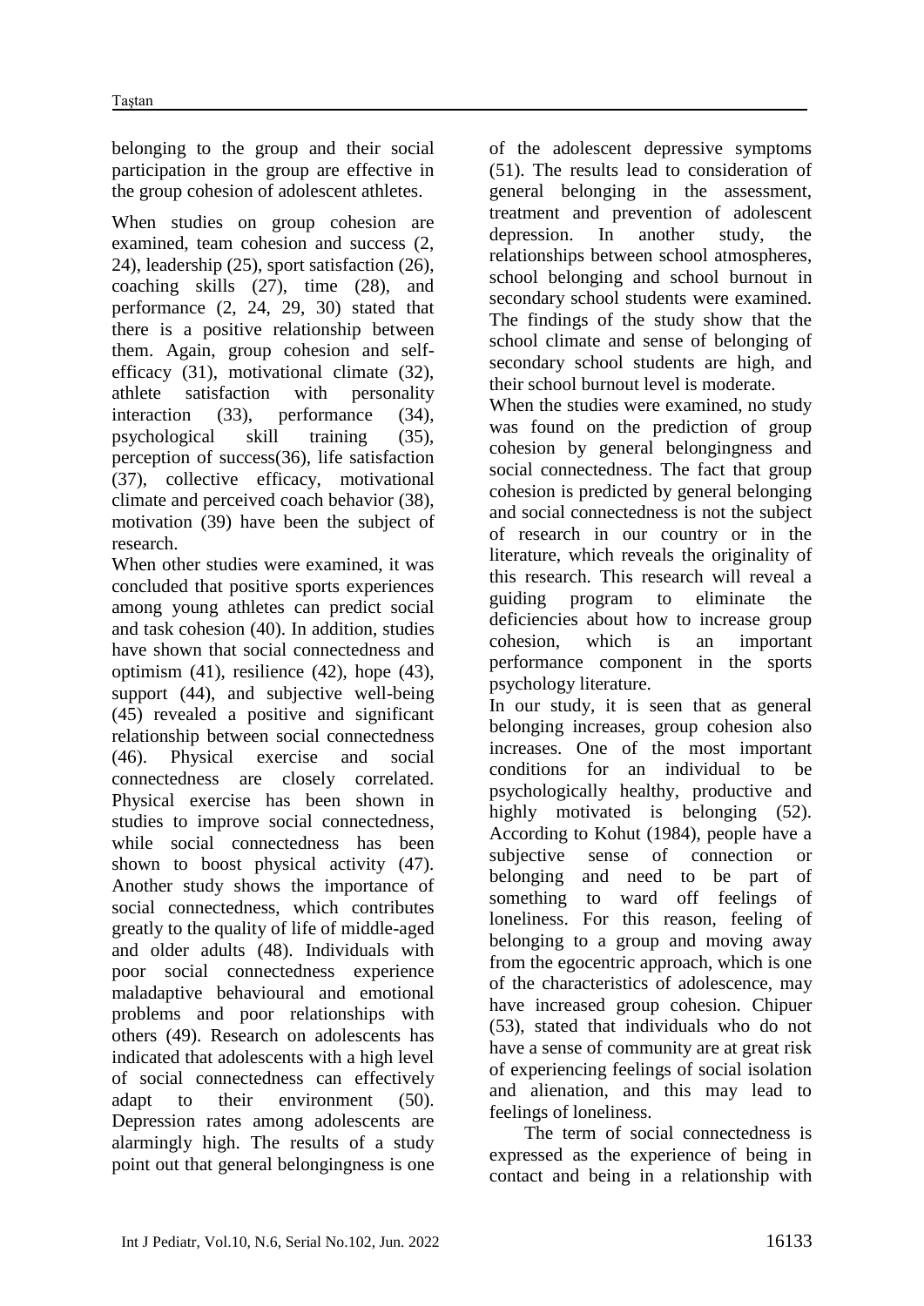belonging to the group and their social participation in the group are effective in the group cohesion of adolescent athletes.

When studies on group cohesion are examined, team cohesion and success (2, 24), leadership (25), sport satisfaction (26), coaching skills (27), time (28), and performance (2, 24, 29, 30) stated that there is a positive relationship between them. Again, group cohesion and self-efficacy (31), motivational climate (32), athlete satisfaction with personality interaction (33), performance (34), psychological skill training (35), perception of success(36), life satisfaction (37), collective efficacy, motivational climate and perceived coach behavior (38), motivation (39) have been the subject of research.

When other studies were examined, it was concluded that positive sports experiences among young athletes can predict social and task cohesion (40). In addition, studies have shown that social connectedness and optimism (41), resilience (42), hope (43), support (44), and subjective well-being (45) revealed a positive and significant relationship between social connectedness (46). Physical exercise and social connectedness are closely correlated. Physical exercise has been shown in studies to improve social connectedness, while social connectedness has been shown to boost physical activity (47). Another study shows the importance of social connectedness, which contributes greatly to the quality of life of middle-aged and older adults (48). Individuals with poor social connectedness experience maladaptive behavioural and emotional problems and poor relationships with others (49). Research on adolescents has indicated that adolescents with a high level of social connectedness can effectively adapt to their environment (50). Depression rates among adolescents are alarmingly high. The results of a study point out that general belongingness is one of the adolescent depressive symptoms (51). The results lead to consideration of general belonging in the assessment, treatment and prevention of adolescent depression. In another study, the relationships between school atmospheres, school belonging and school burnout in secondary school students were examined. The findings of the study show that the school climate and sense of belonging of secondary school students are high, and their school burnout level is moderate.

When the studies were examined, no study was found on the prediction of group cohesion by general belongingness and social connectedness. The fact that group cohesion is predicted by general belonging and social connectedness is not the subject of research in our country or in the literature, which reveals the originality of this research. This research will reveal a guiding program to eliminate the deficiencies about how to increase group cohesion, which is an important performance component in the sports psychology literature.

In our study, it is seen that as general belonging increases, group cohesion also increases. One of the most important conditions for an individual to be psychologically healthy, productive and highly motivated is belonging (52). According to Kohut (1984), people have a subjective sense of connection or belonging and need to be part of something to ward off feelings of loneliness. For this reason, feeling of belonging to a group and moving away from the egocentric approach, which is one of the characteristics of adolescence, may have increased group cohesion. Chipuer (53), stated that individuals who do not have a sense of community are at great risk of experiencing feelings of social isolation and alienation, and this may lead to feelings of loneliness.

The term of social connectedness is expressed as the experience of being in contact and being in a relationship with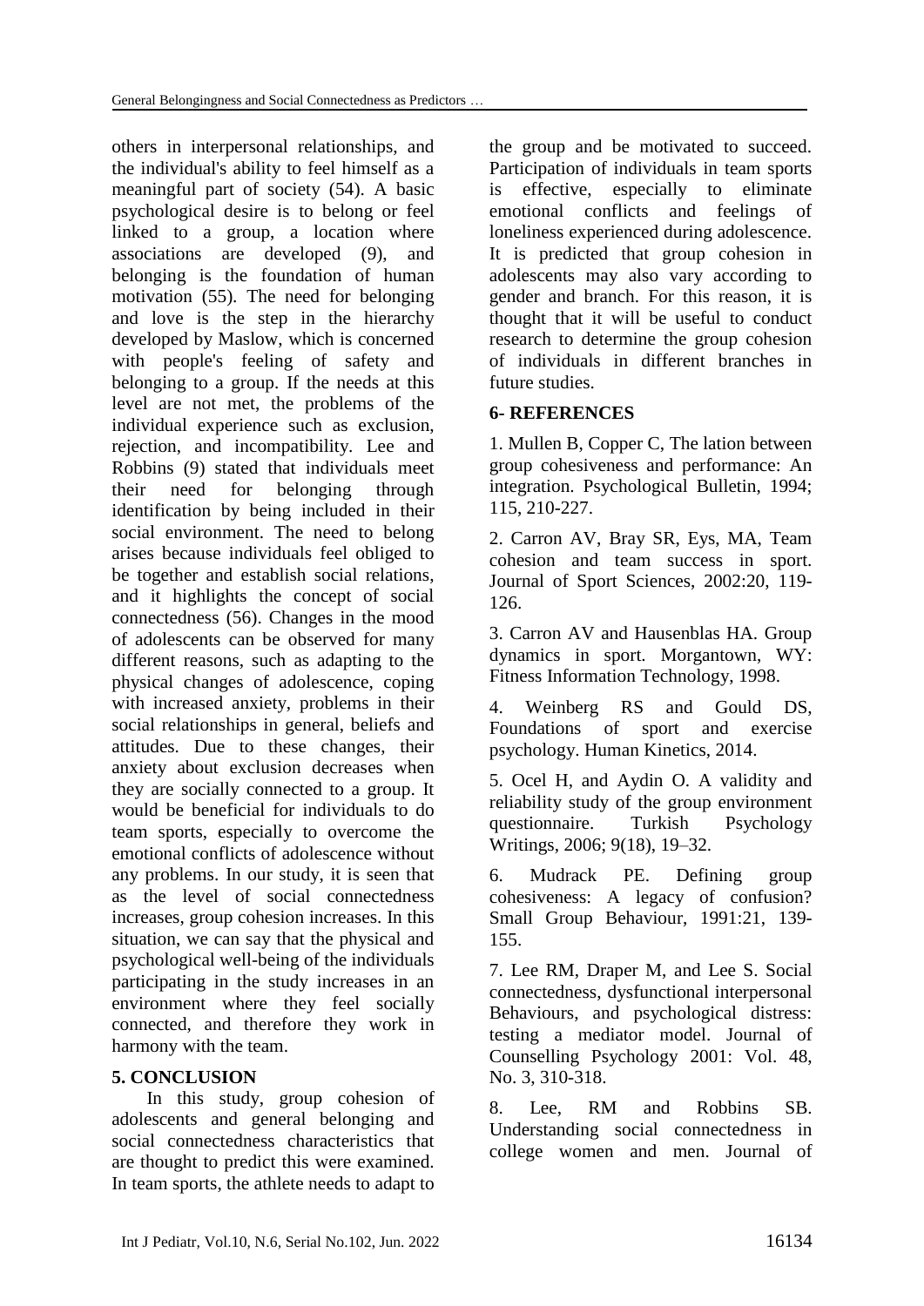others in interpersonal relationships, and the individual's ability to feel himself as a meaningful part of society (54). A basic psychological desire is to belong or feel linked to a group, a location where associations are developed (9), and belonging is the foundation of human motivation (55). The need for belonging and love is the step in the hierarchy developed by Maslow, which is concerned with people's feeling of safety and belonging to a group. If the needs at this level are not met, the problems of the individual experience such as exclusion, rejection, and incompatibility. Lee and Robbins (9) stated that individuals meet their need for belonging through identification by being included in their social environment. The need to belong arises because individuals feel obliged to be together and establish social relations, and it highlights the concept of social connectedness (56). Changes in the mood of adolescents can be observed for many different reasons, such as adapting to the physical changes of adolescence, coping with increased anxiety, problems in their social relationships in general, beliefs and attitudes. Due to these changes, their anxiety about exclusion decreases when they are socially connected to a group. It would be beneficial for individuals to do team sports, especially to overcome the emotional conflicts of adolescence without any problems. In our study, it is seen that as the level of social connectedness increases, group cohesion increases. In this situation, we can say that the physical and psychological well-being of the individuals participating in the study increases in an environment where they feel socially connected, and therefore they work in harmony with the team.

## 5. CONCLUSION

In this study, group cohesion of adolescents and general belonging and social connectedness characteristics that are thought to predict this were examined. In team sports, the athlete needs to adapt to the group and be motivated to succeed. Participation of individuals in team sports is effective, especially to eliminate emotional conflicts and feelings of loneliness experienced during adolescence. It is predicted that group cohesion in adolescents may also vary according to gender and branch. For this reason, it is thought that it will be useful to conduct research to determine the group cohesion of individuals in different branches in future studies.

## 6- REFERENCES

1. Mullen B, Copper C, The lation between group cohesiveness and performance: An integration. Psychological Bulletin, 1994; 115, 210-227.

2. Carron AV, Bray SR, Eys, MA, Team cohesion and team success in sport. Journal of Sport Sciences, 2002:20, 119-126.

3. Carron AV and Hausenblas HA. Group dynamics in sport. Morgantown, WY: Fitness Information Technology, 1998.

4. Weinberg RS and Gould DS, Foundations of sport and exercise psychology. Human Kinetics, 2014.

5. Ocel H, and Aydin O. A validity and reliability study of the group environment questionnaire. Turkish Psychology Writings, 2006; 9(18), 19–32.

6. Mudrack PE. Defining group cohesiveness: A legacy of confusion? Small Group Behaviour, 1991:21, 139-155.

7. Lee RM, Draper M, and Lee S. Social connectedness, dysfunctional interpersonal Behaviours, and psychological distress: testing a mediator model. Journal of Counselling Psychology 2001: Vol. 48, No. 3, 310-318.

8. Lee, RM and Robbins SB. Understanding social connectedness in college women and men. Journal of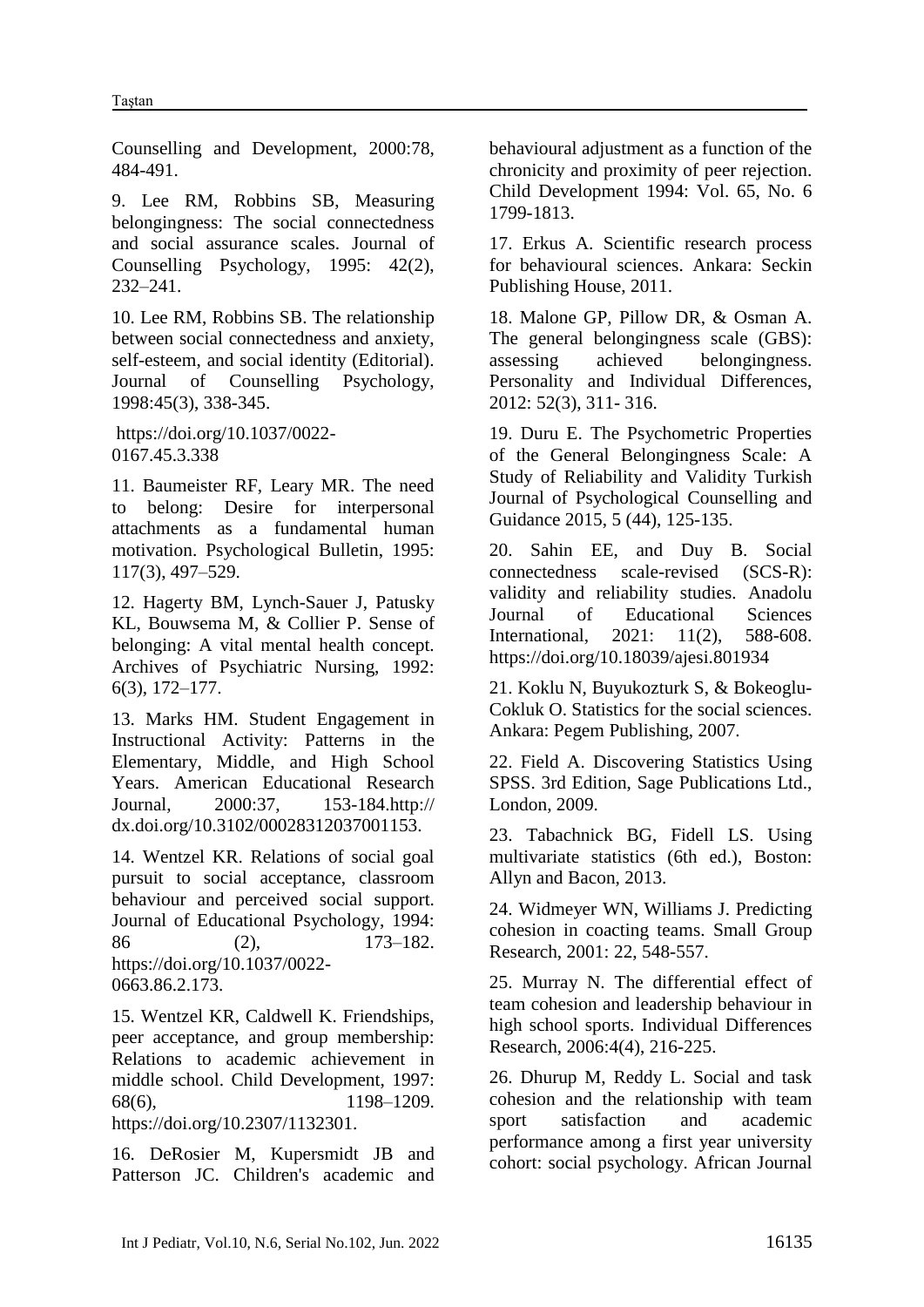Counselling and Development, 2000:78, 484-491.

9. Lee RM, Robbins SB, Measuring belongingness: The social connectedness and social assurance scales. Journal of Counselling Psychology, 1995: 42(2), 232–241.

10. Lee RM, Robbins SB. The relationship between social connectedness and anxiety, self-esteem, and social identity (Editorial). Journal of Counselling Psychology, 1998:45(3), 338-345.

https://doi.org/10.1037/0022-0167.45.3.338

11. Baumeister RF, Leary MR. The need to belong: Desire for interpersonal attachments as a fundamental human motivation. Psychological Bulletin, 1995: 117(3), 497–529.

12. Hagerty BM, Lynch-Sauer J, Patusky KL, Bouwsema M, & Collier P. Sense of belonging: A vital mental health concept. Archives of Psychiatric Nursing, 1992: 6(3), 172–177.

13. Marks HM. Student Engagement in Instructional Activity: Patterns in the Elementary, Middle, and High School Years. American Educational Research Journal, 2000:37, 153-184.http:// dx.doi.org/10.3102/00028312037001153.

14. Wentzel KR. Relations of social goal pursuit to social acceptance, classroom behaviour and perceived social support. Journal of Educational Psychology, 1994: 86 (2), 173–182. https://doi.org/10.1037/0022-0663.86.2.173.

15. Wentzel KR, Caldwell K. Friendships, peer acceptance, and group membership: Relations to academic achievement in middle school. Child Development, 1997: 68(6), 1198–1209. https://doi.org/10.2307/1132301.

16. DeRosier M, Kupersmidt JB and Patterson JC. Children's academic and behavioural adjustment as a function of the chronicity and proximity of peer rejection. Child Development 1994: Vol. 65, No. 6 1799-1813.

17. Erkus A. Scientific research process for behavioural sciences. Ankara: Seckin Publishing House, 2011.

18. Malone GP, Pillow DR, & Osman A. The general belongingness scale (GBS): assessing achieved belongingness. Personality and Individual Differences, 2012: 52(3), 311- 316.

19. Duru E. The Psychometric Properties of the General Belongingness Scale: A Study of Reliability and Validity Turkish Journal of Psychological Counselling and Guidance 2015, 5 (44), 125-135.

20. Sahin EE, and Duy B. Social connectedness scale-revised (SCS-R): validity and reliability studies. Anadolu Journal of Educational Sciences International, 2021: 11(2), 588-608. https://doi.org/10.18039/ajesi.801934

21. Koklu N, Buyukozturk S, & Bokeoglu-Cokluk O. Statistics for the social sciences. Ankara: Pegem Publishing, 2007.

22. Field A. Discovering Statistics Using SPSS. 3rd Edition, Sage Publications Ltd., London, 2009.

23. Tabachnick BG, Fidell LS. Using multivariate statistics (6th ed.), Boston: Allyn and Bacon, 2013.

24. Widmeyer WN, Williams J. Predicting cohesion in coacting teams. Small Group Research, 2001: 22, 548-557.

25. Murray N. The differential effect of team cohesion and leadership behaviour in high school sports. Individual Differences Research, 2006:4(4), 216-225.

26. Dhurup M, Reddy L. Social and task cohesion and the relationship with team sport satisfaction and academic performance among a first year university cohort: social psychology. African Journal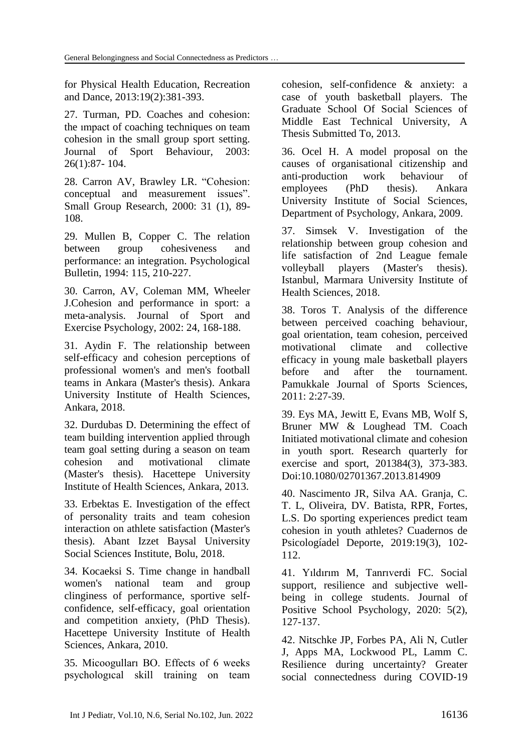for Physical Health Education, Recreation and Dance, 2013:19(2):381-393.

27. Turman, PD. Coaches and cohesion: the ımpact of coaching techniques on team cohesion in the small group sport setting. Journal of Sport Behaviour, 2003: 26(1):87- 104.

28. Carron AV, Brawley LR. “Cohesion: conceptual and measurement issues”. Small Group Research, 2000: 31 (1), 89-108.

29. Mullen B, Copper C. The relation between group cohesiveness and performance: an integration. Psychological Bulletin, 1994: 115, 210-227.

30. Carron, AV, Coleman MM, Wheeler J.Cohesion and performance in sport: a meta-analysis. Journal of Sport and Exercise Psychology, 2002: 24, 168-188.

31. Aydin F. The relationship between self-efficacy and cohesion perceptions of professional women's and men's football teams in Ankara (Master's thesis). Ankara University Institute of Health Sciences, Ankara, 2018.

32. Durdubas D. Determining the effect of team building intervention applied through team goal setting during a season on team cohesion and motivational climate (Master's thesis). Hacettepe University Institute of Health Sciences, Ankara, 2013.

33. Erbektas E. Investigation of the effect of personality traits and team cohesion interaction on athlete satisfaction (Master's thesis). Abant Izzet Baysal University Social Sciences Institute, Bolu, 2018.

34. Kocaeksi S. Time change in handball women's national team and group clinginess of performance, sportive self-confidence, self-efficacy, goal orientation and competition anxiety, (PhD Thesis). Hacettepe University Institute of Health Sciences, Ankara, 2010.

35. Micoogulları BO. Effects of 6 weeks psychologıcal skill training on team cohesion, self-confidence & anxiety: a case of youth basketball players. The Graduate School Of Social Sciences of Middle East Technical University, A Thesis Submitted To, 2013.

36. Ocel H. A model proposal on the causes of organisational citizenship and anti-production work behaviour of employees (PhD thesis). Ankara University Institute of Social Sciences, Department of Psychology, Ankara, 2009.

37. Simsek V. Investigation of the relationship between group cohesion and life satisfaction of 2nd League female volleyball players (Master's thesis). Istanbul, Marmara University Institute of Health Sciences, 2018.

38. Toros T. Analysis of the difference between perceived coaching behaviour, goal orientation, team cohesion, perceived motivational climate and collective efficacy in young male basketball players before and after the tournament. Pamukkale Journal of Sports Sciences, 2011: 2:27-39.

39. Eys MA, Jewitt E, Evans MB, Wolf S, Bruner MW & Loughead TM. Coach Initiated motivational climate and cohesion in youth sport. Research quarterly for exercise and sport, 201384(3), 373-383. Doi:10.1080/02701367.2013.814909

40. Nascimento JR, Silva AA. Granja, C. T. L, Oliveira, DV. Batista, RPR, Fortes, L.S. Do sporting experiences predict team cohesion in youth athletes? Cuadernos de Psicologíadel Deporte, 2019:19(3), 102-112.

41. Yıldırım M, Tanrıverdi FC. Social support, resilience and subjective well-being in college students. Journal of Positive School Psychology, 2020: 5(2), 127-137.

42. Nitschke JP, Forbes PA, Ali N, Cutler J, Apps MA, Lockwood PL, Lamm C. Resilience during uncertainty? Greater social connectedness during COVID-19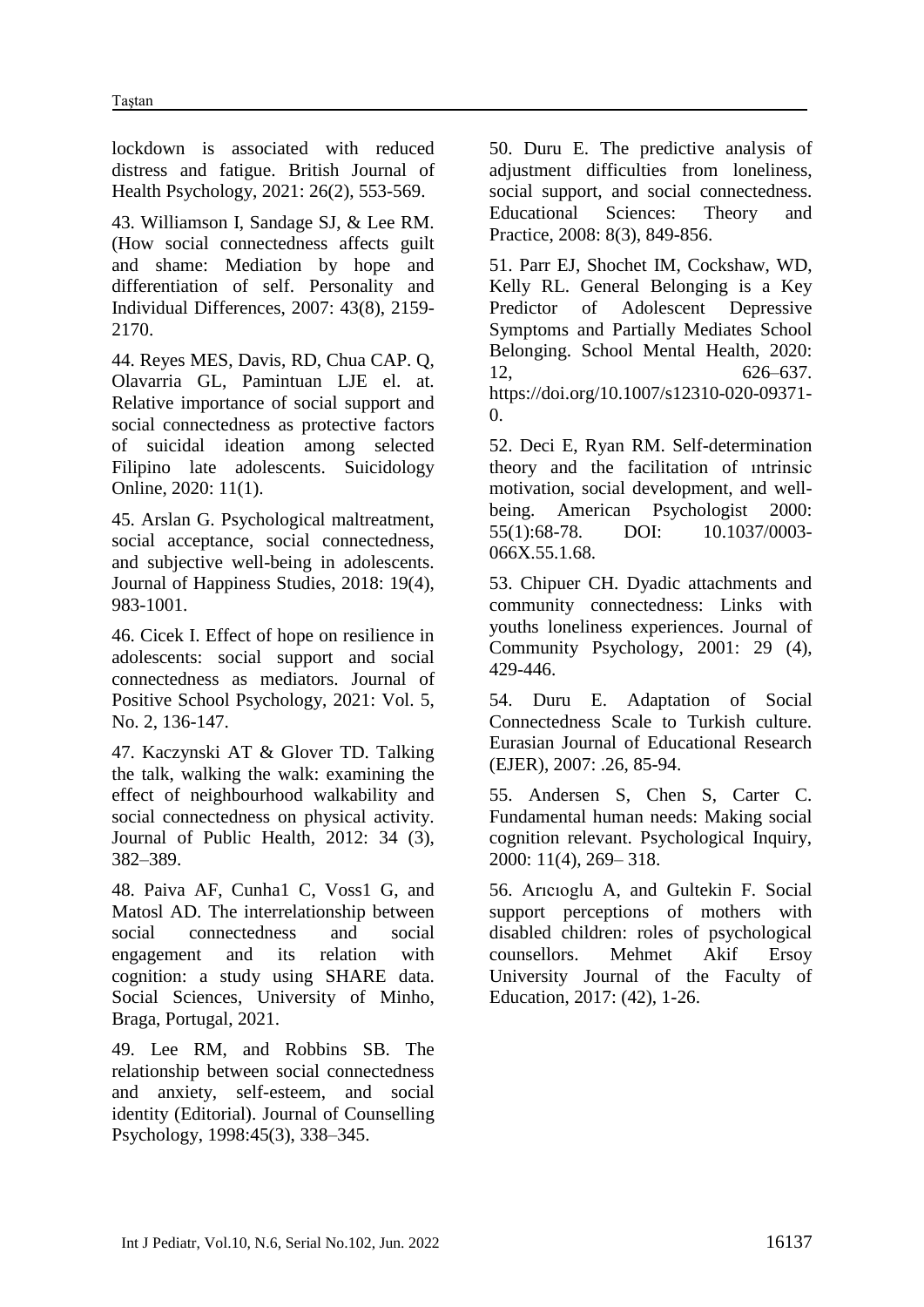lockdown is associated with reduced distress and fatigue. British Journal of Health Psychology, 2021: 26(2), 553-569.

43. Williamson I, Sandage SJ, & Lee RM. (How social connectedness affects guilt and shame: Mediation by hope and differentiation of self. Personality and Individual Differences, 2007: 43(8), 2159-2170.

44. Reyes MES, Davis, RD, Chua CAP. Q, Olavarria GL, Pamintuan LJE el. at. Relative importance of social support and social connectedness as protective factors of suicidal ideation among selected Filipino late adolescents. Suicidology Online, 2020: 11(1).

45. Arslan G. Psychological maltreatment, social acceptance, social connectedness, and subjective well-being in adolescents. Journal of Happiness Studies, 2018: 19(4), 983-1001.

46. Cicek I. Effect of hope on resilience in adolescents: social support and social connectedness as mediators. Journal of Positive School Psychology, 2021: Vol. 5, No. 2, 136-147.

47. Kaczynski AT & Glover TD. Talking the talk, walking the walk: examining the effect of neighbourhood walkability and social connectedness on physical activity. Journal of Public Health, 2012: 34 (3), 382–389.

48. Paiva AF, Cunha1 C, Voss1 G, and Matosl AD. The interrelationship between social connectedness and social engagement and its relation with cognition: a study using SHARE data. Social Sciences, University of Minho, Braga, Portugal, 2021.

49. Lee RM, and Robbins SB. The relationship between social connectedness and anxiety, self-esteem, and social identity (Editorial). Journal of Counselling Psychology, 1998:45(3), 338–345.

50. Duru E. The predictive analysis of adjustment difficulties from loneliness, social support, and social connectedness. Educational Sciences: Theory and Practice, 2008: 8(3), 849-856.

51. Parr EJ, Shochet IM, Cockshaw, WD, Kelly RL. General Belonging is a Key Predictor of Adolescent Depressive Symptoms and Partially Mediates School Belonging. School Mental Health, 2020: 12, 626–637. https://doi.org/10.1007/s12310-020-09371-0.

52. Deci E, Ryan RM. Self-determination theory and the facilitation of ıntrinsic motivation, social development, and well-being. American Psychologist 2000: 55(1):68-78. DOI: 10.1037/0003-066X.55.1.68.

53. Chipuer CH. Dyadic attachments and community connectedness: Links with youths loneliness experiences. Journal of Community Psychology, 2001: 29 (4), 429-446.

54. Duru E. Adaptation of Social Connectedness Scale to Turkish culture. Eurasian Journal of Educational Research (EJER), 2007: .26, 85-94.

55. Andersen S, Chen S, Carter C. Fundamental human needs: Making social cognition relevant. Psychological Inquiry, 2000: 11(4), 269– 318.

56. Arıcıoglu A, and Gultekin F. Social support perceptions of mothers with disabled children: roles of psychological counsellors. Mehmet Akif Ersoy University Journal of the Faculty of Education, 2017: (42), 1-26.